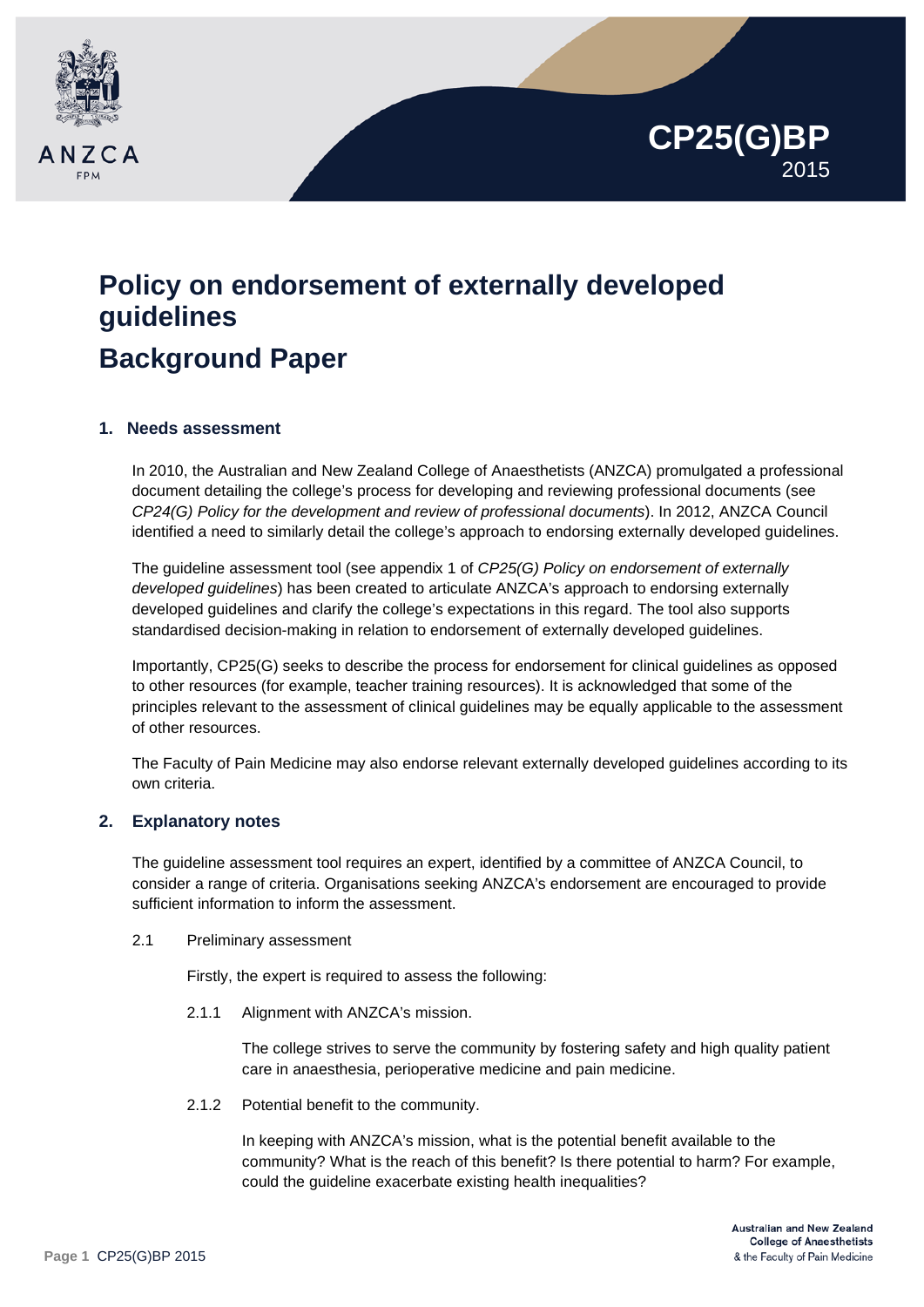CP25(G)BP
2015

# Policy on endorsement of externally developed guidelines

# Background Paper

## 1. Needs assessment

In 2010, the Australian and New Zealand College of Anaesthetists (ANZCA) promulgated a professional document detailing the college's process for developing and reviewing professional documents (see *CP24(G) Policy for the development and review of professional documents*). In 2012, ANZCA Council identified a need to similarly detail the college's approach to endorsing externally developed guidelines.

The guideline assessment tool (see appendix 1 of *CP25(G) Policy on endorsement of externally developed guidelines*) has been created to articulate ANZCA's approach to endorsing externally developed guidelines and clarify the college's expectations in this regard. The tool also supports standardised decision-making in relation to endorsement of externally developed guidelines.

Importantly, CP25(G) seeks to describe the process for endorsement for clinical guidelines as opposed to other resources (for example, teacher training resources). It is acknowledged that some of the principles relevant to the assessment of clinical guidelines may be equally applicable to the assessment of other resources.

The Faculty of Pain Medicine may also endorse relevant externally developed guidelines according to its own criteria.

## 2. Explanatory notes

The guideline assessment tool requires an expert, identified by a committee of ANZCA Council, to consider a range of criteria. Organisations seeking ANZCA's endorsement are encouraged to provide sufficient information to inform the assessment.

2.1 Preliminary assessment

Firstly, the expert is required to assess the following:

2.1.1 Alignment with ANZCA's mission.

The college strives to serve the community by fostering safety and high quality patient care in anaesthesia, perioperative medicine and pain medicine.

2.1.2 Potential benefit to the community.

In keeping with ANZCA's mission, what is the potential benefit available to the community? What is the reach of this benefit? Is there potential to harm? For example, could the guideline exacerbate existing health inequalities?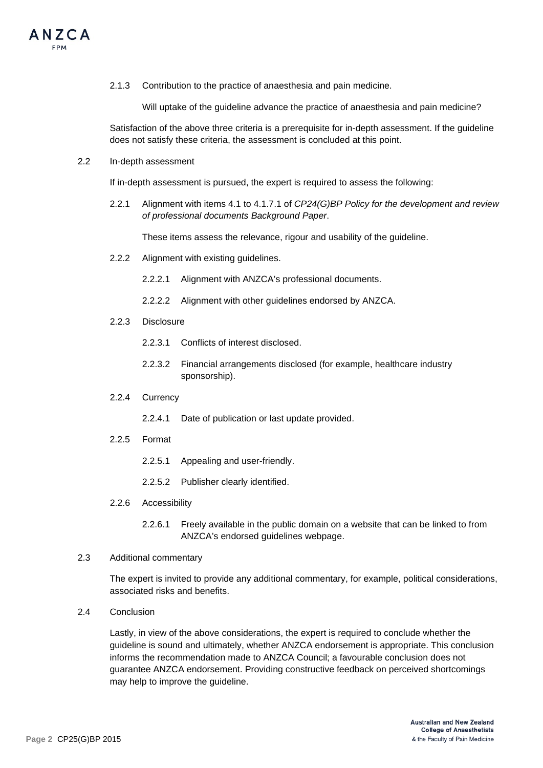2.1.3 Contribution to the practice of anaesthesia and pain medicine.

Will uptake of the guideline advance the practice of anaesthesia and pain medicine?

Satisfaction of the above three criteria is a prerequisite for in-depth assessment. If the guideline does not satisfy these criteria, the assessment is concluded at this point.

2.2 In-depth assessment

If in-depth assessment is pursued, the expert is required to assess the following:

2.2.1 Alignment with items 4.1 to 4.1.7.1 of *CP24(G)BP Policy for the development and review of professional documents Background Paper*.

These items assess the relevance, rigour and usability of the guideline.

2.2.2 Alignment with existing guidelines.

2.2.2.1 Alignment with ANZCA's professional documents.

2.2.2.2 Alignment with other guidelines endorsed by ANZCA.

2.2.3 Disclosure

2.2.3.1 Conflicts of interest disclosed.

2.2.3.2 Financial arrangements disclosed (for example, healthcare industry sponsorship).

2.2.4 Currency

2.2.4.1 Date of publication or last update provided.

2.2.5 Format

2.2.5.1 Appealing and user-friendly.

2.2.5.2 Publisher clearly identified.

2.2.6 Accessibility

2.2.6.1 Freely available in the public domain on a website that can be linked to from ANZCA's endorsed guidelines webpage.

2.3 Additional commentary

The expert is invited to provide any additional commentary, for example, political considerations, associated risks and benefits.

2.4 Conclusion

Lastly, in view of the above considerations, the expert is required to conclude whether the guideline is sound and ultimately, whether ANZCA endorsement is appropriate. This conclusion informs the recommendation made to ANZCA Council; a favourable conclusion does not guarantee ANZCA endorsement. Providing constructive feedback on perceived shortcomings may help to improve the guideline.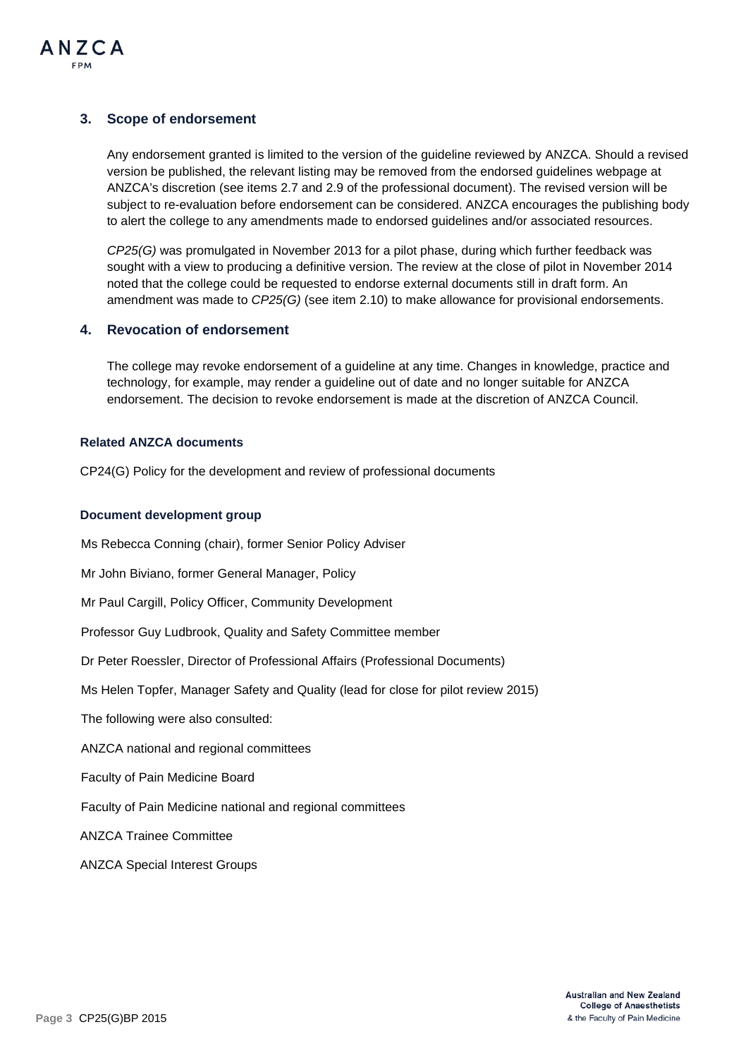## 3. Scope of endorsement

Any endorsement granted is limited to the version of the guideline reviewed by ANZCA. Should a revised version be published, the relevant listing may be removed from the endorsed guidelines webpage at ANZCA's discretion (see items 2.7 and 2.9 of the professional document). The revised version will be subject to re-evaluation before endorsement can be considered. ANZCA encourages the publishing body to alert the college to any amendments made to endorsed guidelines and/or associated resources.

*CP25(G)* was promulgated in November 2013 for a pilot phase, during which further feedback was sought with a view to producing a definitive version. The review at the close of pilot in November 2014 noted that the college could be requested to endorse external documents still in draft form. An amendment was made to *CP25(G)* (see item 2.10) to make allowance for provisional endorsements.

## 4. Revocation of endorsement

The college may revoke endorsement of a guideline at any time. Changes in knowledge, practice and technology, for example, may render a guideline out of date and no longer suitable for ANZCA endorsement. The decision to revoke endorsement is made at the discretion of ANZCA Council.

### Related ANZCA documents

CP24(G) Policy for the development and review of professional documents

### Document development group

Ms Rebecca Conning (chair), former Senior Policy Adviser

Mr John Biviano, former General Manager, Policy

Mr Paul Cargill, Policy Officer, Community Development

Professor Guy Ludbrook, Quality and Safety Committee member

Dr Peter Roessler, Director of Professional Affairs (Professional Documents)

Ms Helen Topfer, Manager Safety and Quality (lead for close for pilot review 2015)

The following were also consulted:

ANZCA national and regional committees

Faculty of Pain Medicine Board

Faculty of Pain Medicine national and regional committees

ANZCA Trainee Committee

ANZCA Special Interest Groups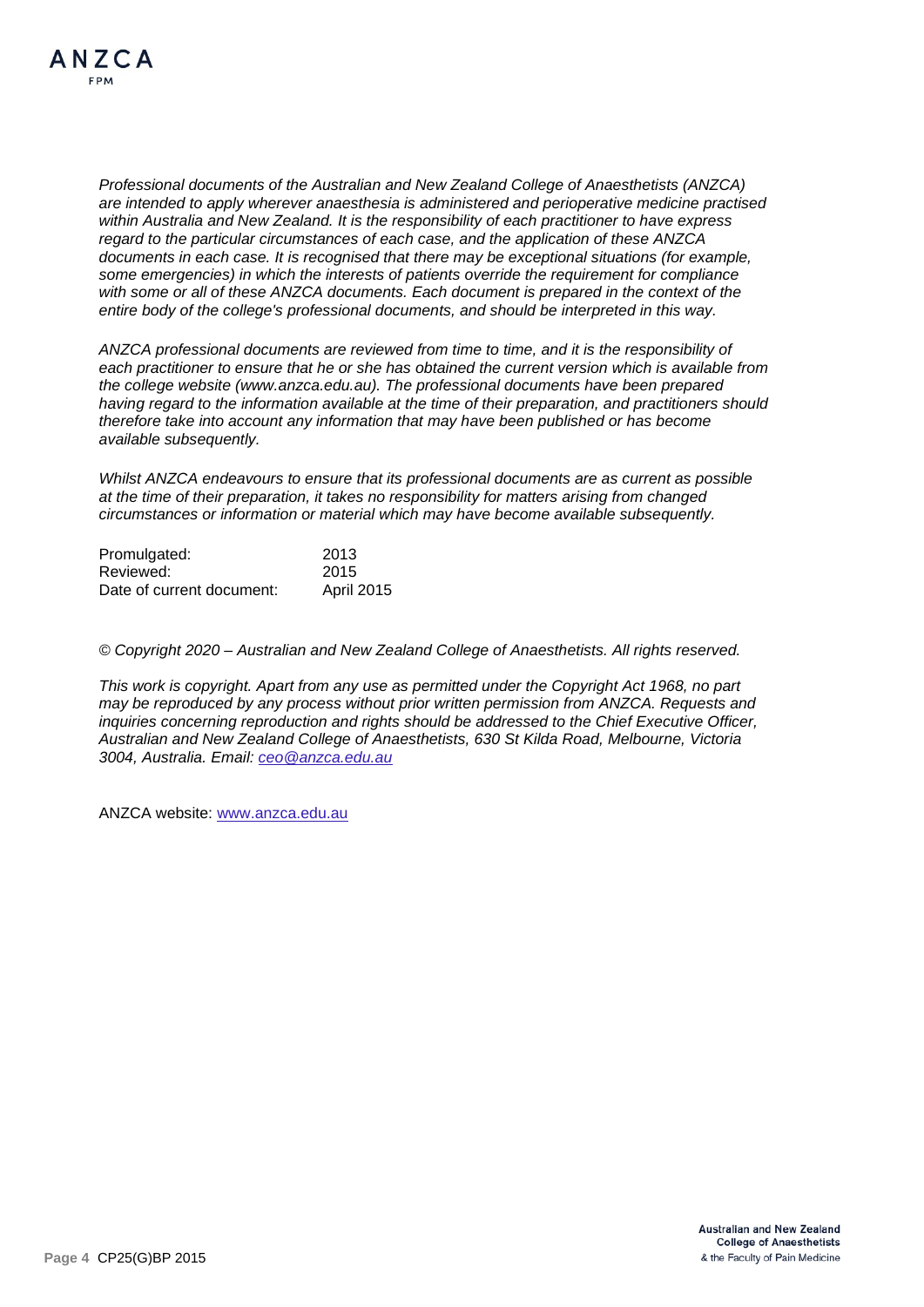*Professional documents of the Australian and New Zealand College of Anaesthetists (ANZCA) are intended to apply wherever anaesthesia is administered and perioperative medicine practised within Australia and New Zealand. It is the responsibility of each practitioner to have express regard to the particular circumstances of each case, and the application of these ANZCA documents in each case. It is recognised that there may be exceptional situations (for example, some emergencies) in which the interests of patients override the requirement for compliance with some or all of these ANZCA documents. Each document is prepared in the context of the entire body of the college's professional documents, and should be interpreted in this way.*

*ANZCA professional documents are reviewed from time to time, and it is the responsibility of each practitioner to ensure that he or she has obtained the current version which is available from the college website (www.anzca.edu.au). The professional documents have been prepared having regard to the information available at the time of their preparation, and practitioners should therefore take into account any information that may have been published or has become available subsequently.*

*Whilst ANZCA endeavours to ensure that its professional documents are as current as possible at the time of their preparation, it takes no responsibility for matters arising from changed circumstances or information or material which may have become available subsequently.*

| | |
|---|---|
| Promulgated: | 2013 |
| Reviewed: | 2015 |
| Date of current document: | April 2015 |

*© Copyright 2020 – Australian and New Zealand College of Anaesthetists. All rights reserved.*

*This work is copyright. Apart from any use as permitted under the Copyright Act 1968, no part may be reproduced by any process without prior written permission from ANZCA. Requests and inquiries concerning reproduction and rights should be addressed to the Chief Executive Officer, Australian and New Zealand College of Anaesthetists, 630 St Kilda Road, Melbourne, Victoria 3004, Australia. Email: ceo@anzca.edu.au*

ANZCA website: www.anzca.edu.au